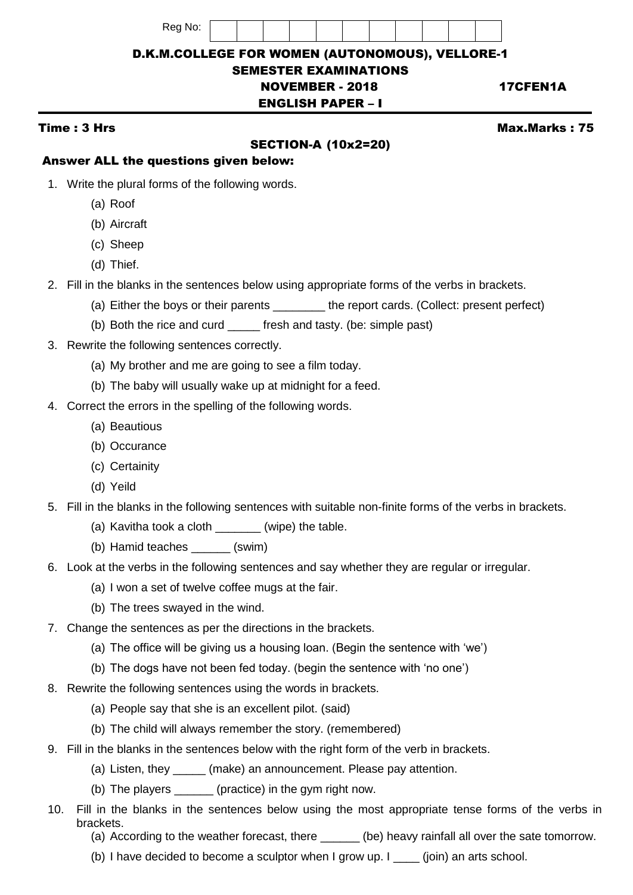Reg No:

# D.K.M.COLLEGE FOR WOMEN (AUTONOMOUS), VELLORE-1

## SEMESTER EXAMINATIONS

## NOVEMBER - 2018

**17CFEN1A**

## ENGLISH PAPER – I

**Time : 3 Hrs** **Max.Marks : 75**

### SECTION-A (10x2=20)

**Answer ALL the questions given below:**

1. Write the plural forms of the following words.
   (a) Roof
   (b) Aircraft
   (c) Sheep
   (d) Thief.
2. Fill in the blanks in the sentences below using appropriate forms of the verbs in brackets.
   (a) Either the boys or their parents ________ the report cards. (Collect: present perfect)
   (b) Both the rice and curd _____ fresh and tasty. (be: simple past)
3. Rewrite the following sentences correctly.
   (a) My brother and me are going to see a film today.
   (b) The baby will usually wake up at midnight for a feed.
4. Correct the errors in the spelling of the following words.
   (a) Beautious
   (b) Occurance
   (c) Certainity
   (d) Yeild
5. Fill in the blanks in the following sentences with suitable non-finite forms of the verbs in brackets.
   (a) Kavitha took a cloth _______ (wipe) the table.
   (b) Hamid teaches ______ (swim)
6. Look at the verbs in the following sentences and say whether they are regular or irregular.
   (a) I won a set of twelve coffee mugs at the fair.
   (b) The trees swayed in the wind.
7. Change the sentences as per the directions in the brackets.
   (a) The office will be giving us a housing loan. (Begin the sentence with 'we')
   (b) The dogs have not been fed today. (begin the sentence with 'no one')
8. Rewrite the following sentences using the words in brackets.
   (a) People say that she is an excellent pilot. (said)
   (b) The child will always remember the story. (remembered)
9. Fill in the blanks in the sentences below with the right form of the verb in brackets.
   (a) Listen, they _____ (make) an announcement. Please pay attention.
   (b) The players ______ (practice) in the gym right now.
10. Fill in the blanks in the sentences below using the most appropriate tense forms of the verbs in brackets.
    (a) According to the weather forecast, there ______ (be) heavy rainfall all over the sate tomorrow.
    (b) I have decided to become a sculptor when I grow up. I ____ (join) an arts school.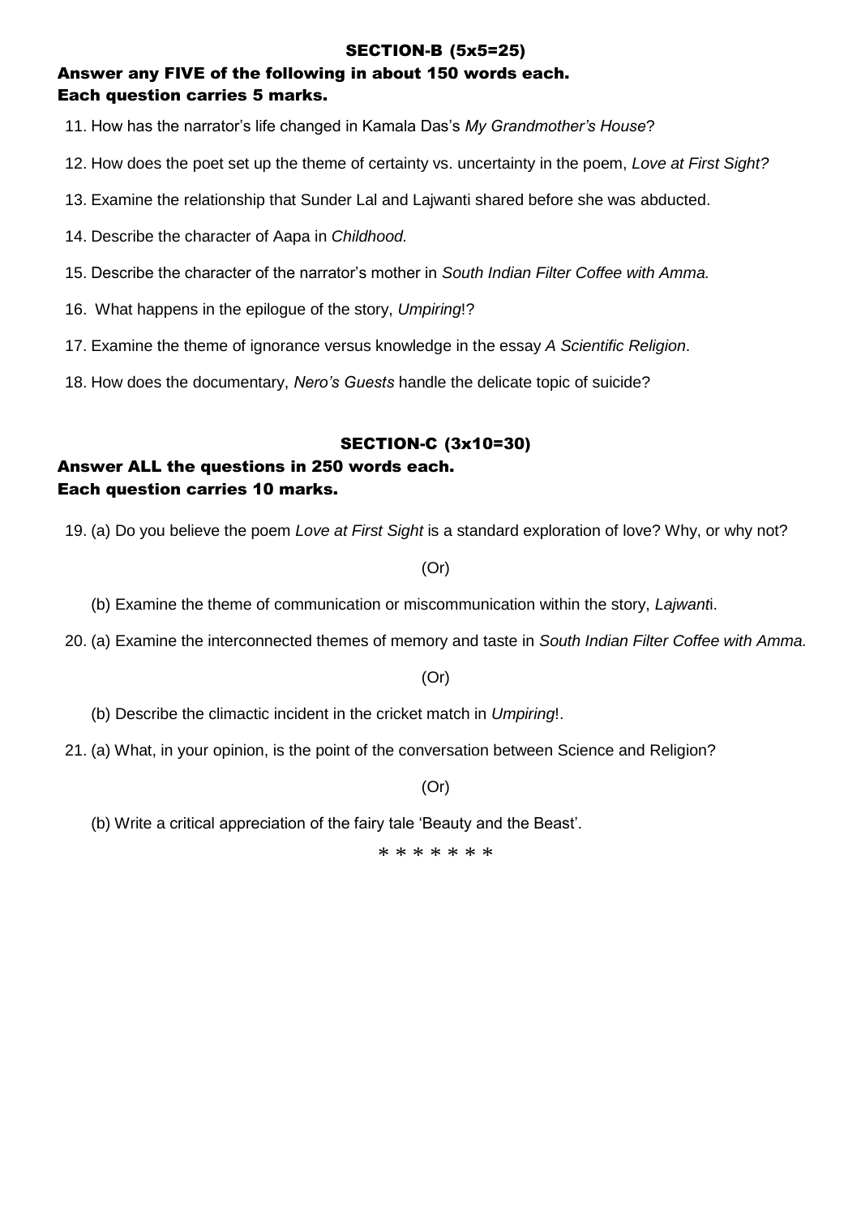## SECTION-B (5x5=25)

**Answer any FIVE of the following in about 150 words each.**
**Each question carries 5 marks.**

11. How has the narrator's life changed in Kamala Das's *My Grandmother's House*?
12. How does the poet set up the theme of certainty vs. uncertainty in the poem, *Love at First Sight?*
13. Examine the relationship that Sunder Lal and Lajwanti shared before she was abducted.
14. Describe the character of Aapa in *Childhood.*
15. Describe the character of the narrator's mother in *South Indian Filter Coffee with Amma.*
16. What happens in the epilogue of the story, *Umpiring*!?
17. Examine the theme of ignorance versus knowledge in the essay *A Scientific Religion*.
18. How does the documentary, *Nero's Guests* handle the delicate topic of suicide?

## SECTION-C (3x10=30)

**Answer ALL the questions in 250 words each.**
**Each question carries 10 marks.**

19. (a) Do you believe the poem *Love at First Sight* is a standard exploration of love? Why, or why not?

(Or)

(b) Examine the theme of communication or miscommunication within the story, *Lajwant*i.

20. (a) Examine the interconnected themes of memory and taste in *South Indian Filter Coffee with Amma.*

(Or)

(b) Describe the climactic incident in the cricket match in *Umpiring*!.

21. (a) What, in your opinion, is the point of the conversation between Science and Religion?

(Or)

(b) Write a critical appreciation of the fairy tale 'Beauty and the Beast'.

* * * * * * *